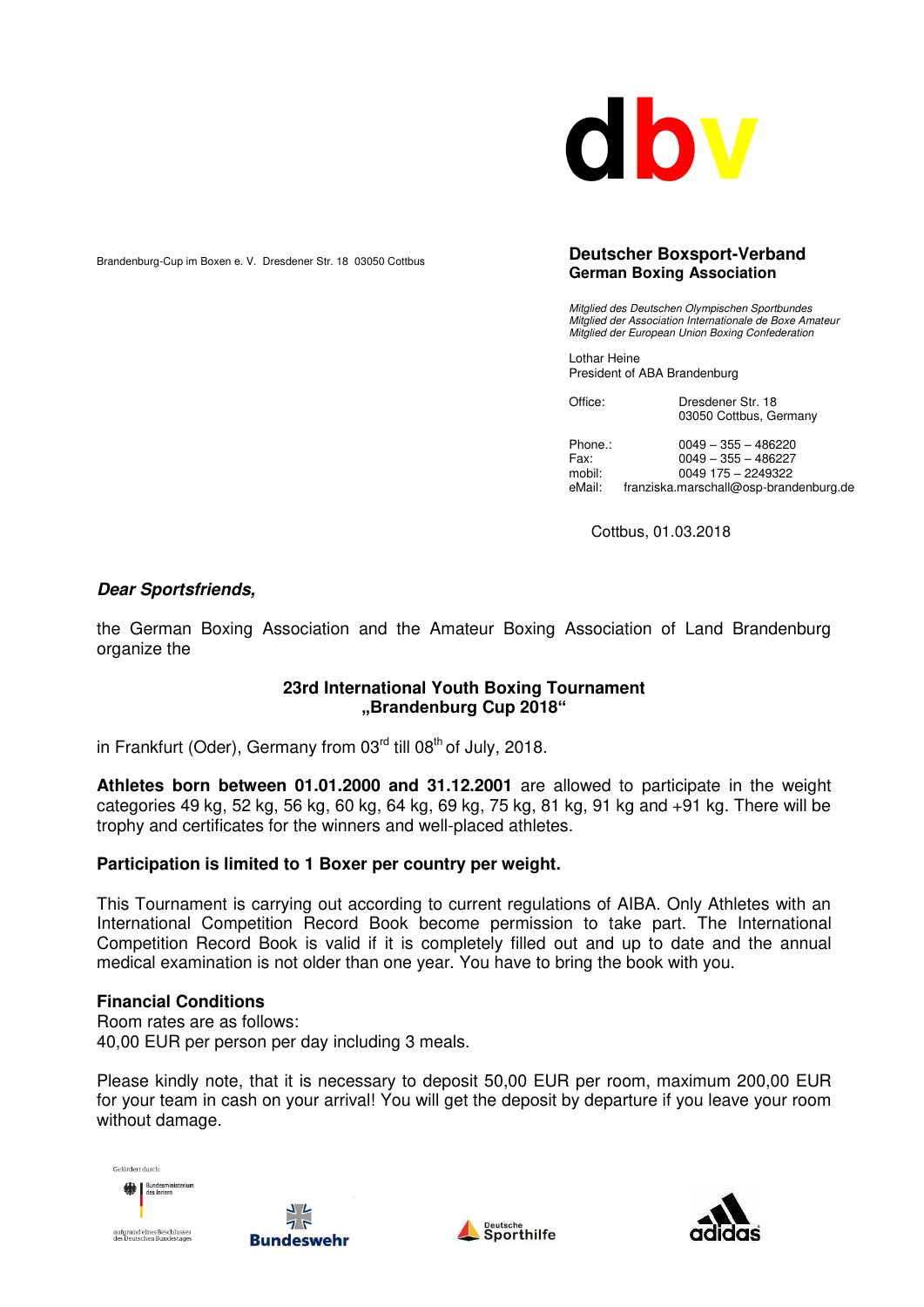dbv

Brandenburg-Cup im Boxen e. V. Dresdener Str. 18 03050 Cottbus

**Deutscher Boxsport-Verband**
**German Boxing Association**

*Mitglied des Deutschen Olympischen Sportbundes*
*Mitglied der Association Internationale de Boxe Amateur*
*Mitglied der European Union Boxing Confederation*

Lothar Heine
President of ABA Brandenburg

Office: Dresdener Str. 18
03050 Cottbus, Germany

Phone.: 0049 – 355 – 486220
Fax: 0049 – 355 – 486227
mobil: 0049 175 – 2249322
eMail: franziska.marschall@osp-brandenburg.de

Cottbus, 01.03.2018

***Dear Sportsfriends,***

the German Boxing Association and the Amateur Boxing Association of Land Brandenburg organize the

**23rd International Youth Boxing Tournament**
**„Brandenburg Cup 2018“**

in Frankfurt (Oder), Germany from 03rd till 08th of July, 2018.

**Athletes born between 01.01.2000 and 31.12.2001** are allowed to participate in the weight categories 49 kg, 52 kg, 56 kg, 60 kg, 64 kg, 69 kg, 75 kg, 81 kg, 91 kg and +91 kg. There will be trophy and certificates for the winners and well-placed athletes.

**Participation is limited to 1 Boxer per country per weight.**

This Tournament is carrying out according to current regulations of AIBA. Only Athletes with an International Competition Record Book become permission to take part. The International Competition Record Book is valid if it is completely filled out and up to date and the annual medical examination is not older than one year. You have to bring the book with you.

**Financial Conditions**
Room rates are as follows:
40,00 EUR per person per day including 3 meals.

Please kindly note, that it is necessary to deposit 50,00 EUR per room, maximum 200,00 EUR for your team in cash on your arrival! You will get the deposit by departure if you leave your room without damage.

Gefördert durch: Bundesministerium des Innern aufgrund eines Beschlusses des Deutschen Bundestages

Bundeswehr

Deutsche Sporthilfe

adidas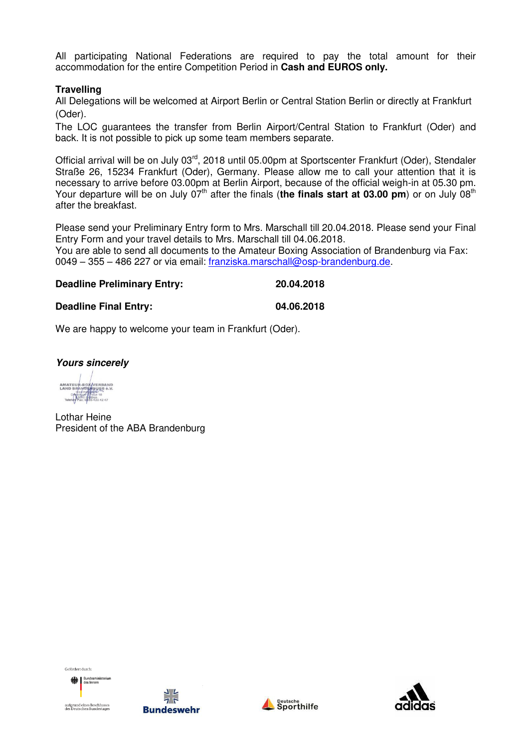All participating National Federations are required to pay the total amount for their accommodation for the entire Competition Period in **Cash and EUROS only.**

**Travelling**

All Delegations will be welcomed at Airport Berlin or Central Station Berlin or directly at Frankfurt (Oder).

The LOC guarantees the transfer from Berlin Airport/Central Station to Frankfurt (Oder) and back. It is not possible to pick up some team members separate.

Official arrival will be on July 03rd, 2018 until 05.00pm at Sportscenter Frankfurt (Oder), Stendaler Straße 26, 15234 Frankfurt (Oder), Germany. Please allow me to call your attention that it is necessary to arrive before 03.00pm at Berlin Airport, because of the official weigh-in at 05.30 pm. Your departure will be on July 07th after the finals (**the finals start at 03.00 pm**) or on July 08th after the breakfast.

Please send your Preliminary Entry form to Mrs. Marschall till 20.04.2018. Please send your Final Entry Form and your travel details to Mrs. Marschall till 04.06.2018.

You are able to send all documents to the Amateur Boxing Association of Brandenburg via Fax: 0049 – 355 – 486 227 or via email: franziska.marschall@osp-brandenburg.de.

**Deadline Preliminary Entry:** **20.04.2018**

**Deadline Final Entry:** **04.06.2018**

We are happy to welcome your team in Frankfurt (Oder).

***Yours sincerely***

Lothar Heine
President of the ABA Brandenburg

Gefördert durch: Bundesministerium des Innern aufgrund eines Beschlusses des Deutschen Bundestages

Bundeswehr

Deutsche Sporthilfe

adidas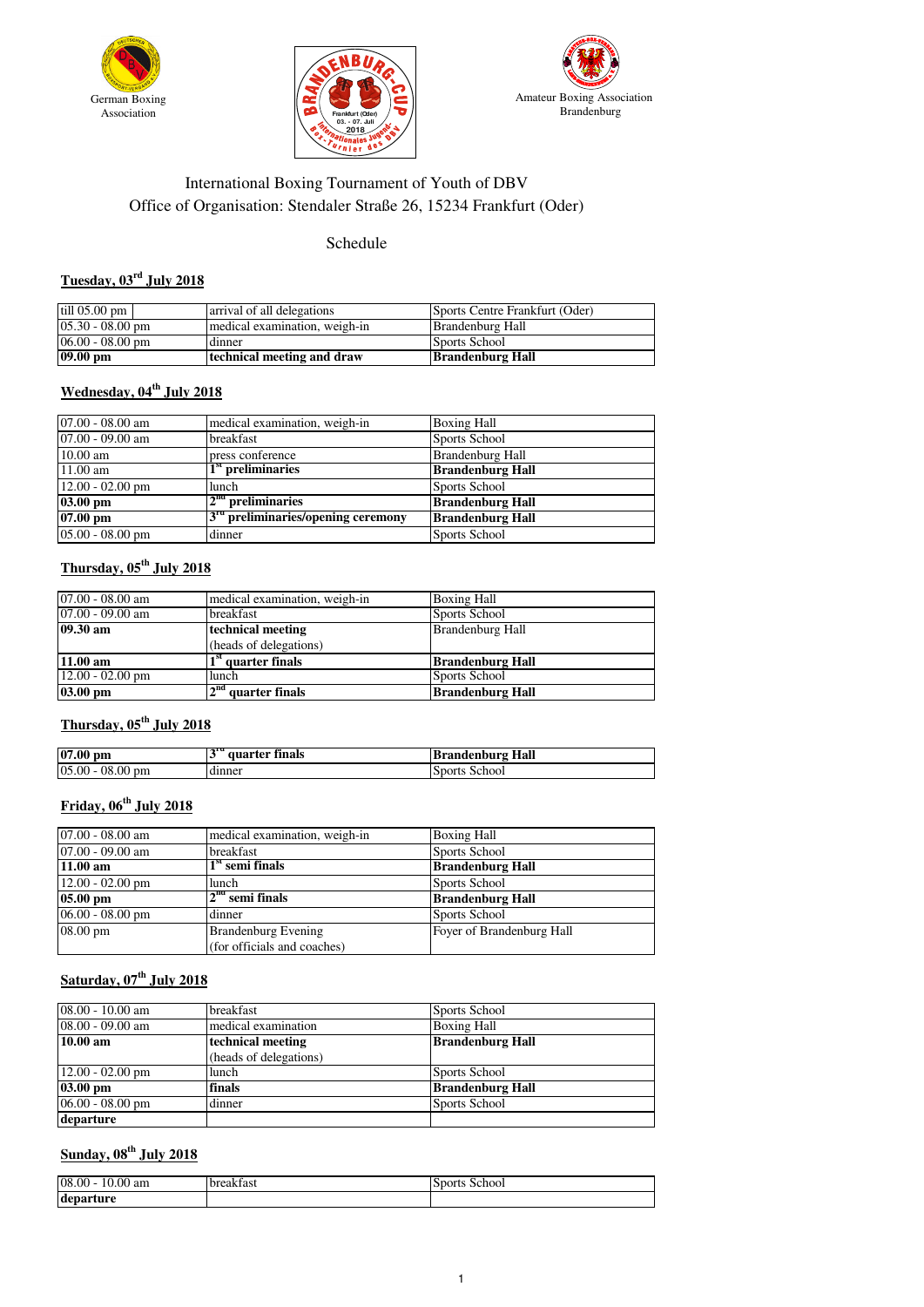German Boxing Association

Amateur Boxing Association Brandenburg

International Boxing Tournament of Youth of DBV

Office of Organisation: Stendaler Straße 26, 15234 Frankfurt (Oder)

Schedule

## Tuesday, 03rd July 2018

| | | |
|---|---|---|
| till 05.00 pm | arrival of all delegations | Sports Centre Frankfurt (Oder) |
| 05.30 - 08.00 pm | medical examination, weigh-in | Brandenburg Hall |
| 06.00 - 08.00 pm | dinner | Sports School |
| **09.00 pm** | **technical meeting and draw** | **Brandenburg Hall** |

## Wednesday, 04th July 2018

| | | |
|---|---|---|
| 07.00 - 08.00 am | medical examination, weigh-in | Boxing Hall |
| 07.00 - 09.00 am | breakfast | Sports School |
| 10.00 am | press conference | Brandenburg Hall |
| 11.00 am | **1st preliminaries** | **Brandenburg Hall** |
| 12.00 - 02.00 pm | lunch | Sports School |
| **03.00 pm** | **2nd preliminaries** | **Brandenburg Hall** |
| **07.00 pm** | **3rd preliminaries/opening ceremony** | **Brandenburg Hall** |
| 05.00 - 08.00 pm | dinner | Sports School |

## Thursday, 05th July 2018

| | | |
|---|---|---|
| 07.00 - 08.00 am | medical examination, weigh-in | Boxing Hall |
| 07.00 - 09.00 am | breakfast | Sports School |
| **09.30 am** | **technical meeting** (heads of delegations) | Brandenburg Hall |
| **11.00 am** | **1st quarter finals** | **Brandenburg Hall** |
| 12.00 - 02.00 pm | lunch | Sports School |
| **03.00 pm** | **2nd quarter finals** | **Brandenburg Hall** |

## Thursday, 05th July 2018

| | | |
|---|---|---|
| **07.00 pm** | **3rd quarter finals** | **Brandenburg Hall** |
| 05.00 - 08.00 pm | dinner | Sports School |

## Friday, 06th July 2018

| | | |
|---|---|---|
| 07.00 - 08.00 am | medical examination, weigh-in | Boxing Hall |
| 07.00 - 09.00 am | breakfast | Sports School |
| **11.00 am** | **1st semi finals** | **Brandenburg Hall** |
| 12.00 - 02.00 pm | lunch | Sports School |
| **05.00 pm** | **2nd semi finals** | **Brandenburg Hall** |
| 06.00 - 08.00 pm | dinner | Sports School |
| 08.00 pm | Brandenburg Evening (for officials and coaches) | Foyer of Brandenburg Hall |

## Saturday, 07th July 2018

| | | |
|---|---|---|
| 08.00 - 10.00 am | breakfast | Sports School |
| 08.00 - 09.00 am | medical examination | Boxing Hall |
| **10.00 am** | **technical meeting** (heads of delegations) | **Brandenburg Hall** |
| 12.00 - 02.00 pm | lunch | Sports School |
| **03.00 pm** | **finals** | **Brandenburg Hall** |
| 06.00 - 08.00 pm | dinner | Sports School |
| **departure** | | |

## Sunday, 08th July 2018

| | | |
|---|---|---|
| 08.00 - 10.00 am | breakfast | Sports School |
| **departure** | | |